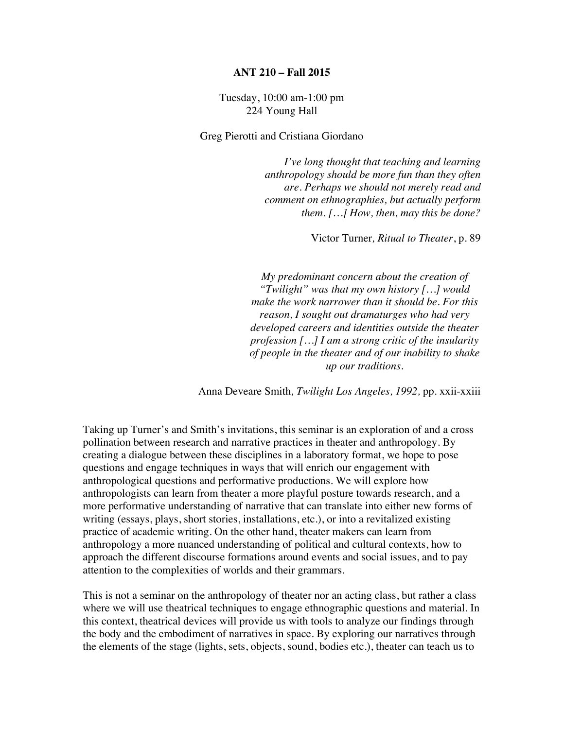**ANT 210 – Fall 2015**

Tuesday, 10:00 am-1:00 pm
224 Young Hall

Greg Pierotti and Cristiana Giordano

> *I've long thought that teaching and learning anthropology should be more fun than they often are. Perhaps we should not merely read and comment on ethnographies, but actually perform them. […] How, then, may this be done?*
>
> Victor Turner, *Ritual to Theater*, p. 89

> *My predominant concern about the creation of "Twilight" was that my own history […] would make the work narrower than it should be. For this reason, I sought out dramaturges who had very developed careers and identities outside the theater profession […] I am a strong critic of the insularity of people in the theater and of our inability to shake up our traditions.*
>
> Anna Deveare Smith, *Twilight Los Angeles, 1992,* pp. xxii-xxiii

Taking up Turner's and Smith's invitations, this seminar is an exploration of and a cross pollination between research and narrative practices in theater and anthropology. By creating a dialogue between these disciplines in a laboratory format, we hope to pose questions and engage techniques in ways that will enrich our engagement with anthropological questions and performative productions. We will explore how anthropologists can learn from theater a more playful posture towards research, and a more performative understanding of narrative that can translate into either new forms of writing (essays, plays, short stories, installations, etc.), or into a revitalized existing practice of academic writing. On the other hand, theater makers can learn from anthropology a more nuanced understanding of political and cultural contexts, how to approach the different discourse formations around events and social issues, and to pay attention to the complexities of worlds and their grammars.

This is not a seminar on the anthropology of theater nor an acting class, but rather a class where we will use theatrical techniques to engage ethnographic questions and material. In this context, theatrical devices will provide us with tools to analyze our findings through the body and the embodiment of narratives in space. By exploring our narratives through the elements of the stage (lights, sets, objects, sound, bodies etc.), theater can teach us to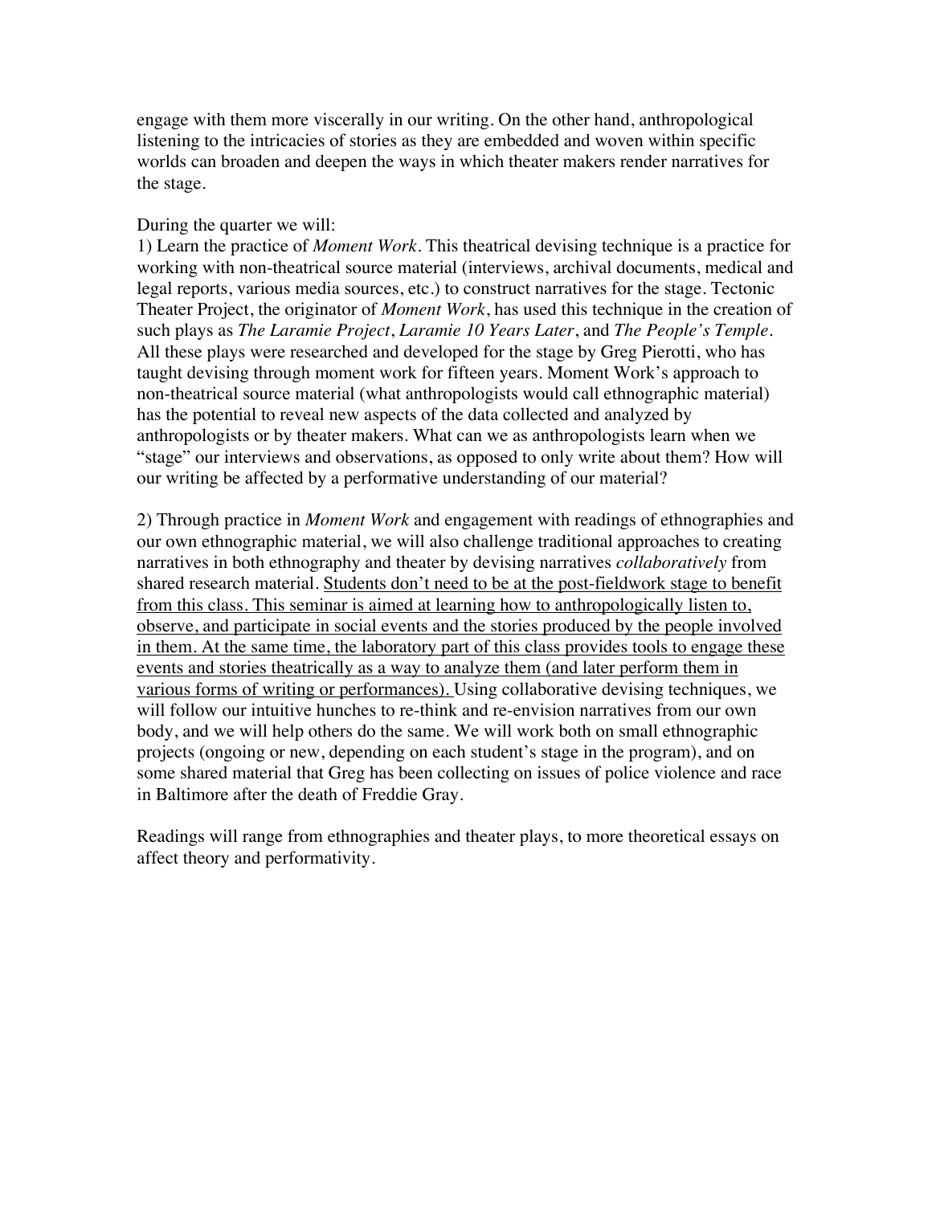engage with them more viscerally in our writing. On the other hand, anthropological listening to the intricacies of stories as they are embedded and woven within specific worlds can broaden and deepen the ways in which theater makers render narratives for the stage.

During the quarter we will:

1) Learn the practice of *Moment Work*. This theatrical devising technique is a practice for working with non-theatrical source material (interviews, archival documents, medical and legal reports, various media sources, etc.) to construct narratives for the stage. Tectonic Theater Project, the originator of *Moment Work*, has used this technique in the creation of such plays as *The Laramie Project*, *Laramie 10 Years Later*, and *The People's Temple*. All these plays were researched and developed for the stage by Greg Pierotti, who has taught devising through moment work for fifteen years. Moment Work's approach to non-theatrical source material (what anthropologists would call ethnographic material) has the potential to reveal new aspects of the data collected and analyzed by anthropologists or by theater makers. What can we as anthropologists learn when we "stage" our interviews and observations, as opposed to only write about them? How will our writing be affected by a performative understanding of our material?

2) Through practice in *Moment Work* and engagement with readings of ethnographies and our own ethnographic material, we will also challenge traditional approaches to creating narratives in both ethnography and theater by devising narratives *collaboratively* from shared research material. <u>Students don't need to be at the post-fieldwork stage to benefit from this class. This seminar is aimed at learning how to anthropologically listen to, observe, and participate in social events and the stories produced by the people involved in them. At the same time, the laboratory part of this class provides tools to engage these events and stories theatrically as a way to analyze them (and later perform them in various forms of writing or performances).</u> Using collaborative devising techniques, we will follow our intuitive hunches to re-think and re-envision narratives from our own body, and we will help others do the same. We will work both on small ethnographic projects (ongoing or new, depending on each student's stage in the program), and on some shared material that Greg has been collecting on issues of police violence and race in Baltimore after the death of Freddie Gray.

Readings will range from ethnographies and theater plays, to more theoretical essays on affect theory and performativity.